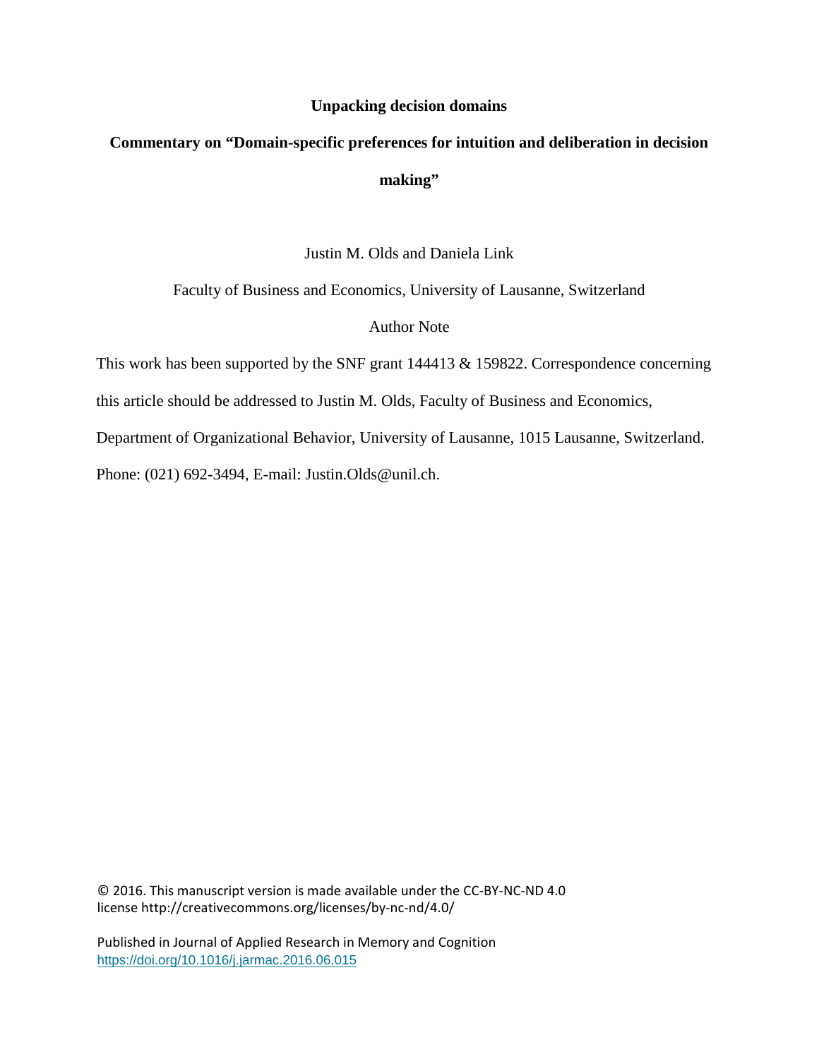# Unpacking decision domains

## Commentary on "Domain-specific preferences for intuition and deliberation in decision making"

Justin M. Olds and Daniela Link

Faculty of Business and Economics, University of Lausanne, Switzerland

Author Note

This work has been supported by the SNF grant 144413 & 159822. Correspondence concerning this article should be addressed to Justin M. Olds, Faculty of Business and Economics, Department of Organizational Behavior, University of Lausanne, 1015 Lausanne, Switzerland. Phone: (021) 692-3494, E-mail: Justin.Olds@unil.ch.

© 2016. This manuscript version is made available under the CC-BY-NC-ND 4.0 license http://creativecommons.org/licenses/by-nc-nd/4.0/

Published in Journal of Applied Research in Memory and Cognition
https://doi.org/10.1016/j.jarmac.2016.06.015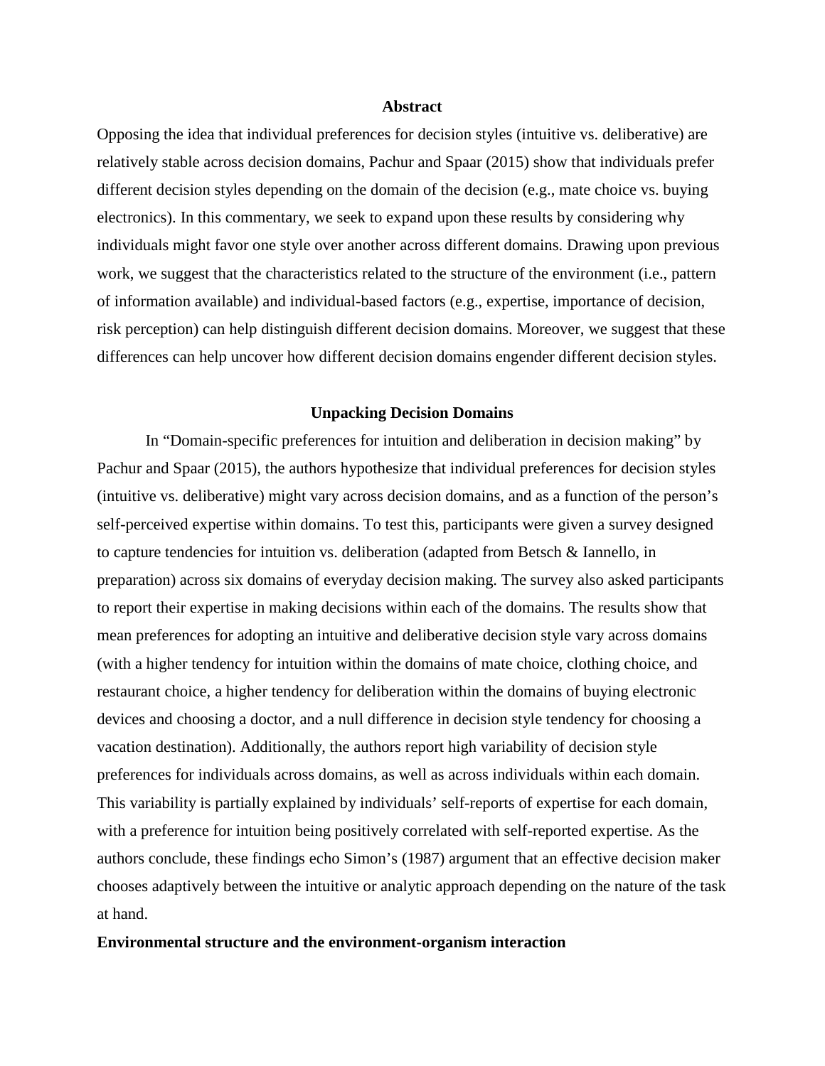## Abstract

Opposing the idea that individual preferences for decision styles (intuitive vs. deliberative) are relatively stable across decision domains, Pachur and Spaar (2015) show that individuals prefer different decision styles depending on the domain of the decision (e.g., mate choice vs. buying electronics). In this commentary, we seek to expand upon these results by considering why individuals might favor one style over another across different domains. Drawing upon previous work, we suggest that the characteristics related to the structure of the environment (i.e., pattern of information available) and individual-based factors (e.g., expertise, importance of decision, risk perception) can help distinguish different decision domains. Moreover, we suggest that these differences can help uncover how different decision domains engender different decision styles.

## Unpacking Decision Domains

In "Domain-specific preferences for intuition and deliberation in decision making" by Pachur and Spaar (2015), the authors hypothesize that individual preferences for decision styles (intuitive vs. deliberative) might vary across decision domains, and as a function of the person's self-perceived expertise within domains. To test this, participants were given a survey designed to capture tendencies for intuition vs. deliberation (adapted from Betsch & Iannello, in preparation) across six domains of everyday decision making. The survey also asked participants to report their expertise in making decisions within each of the domains. The results show that mean preferences for adopting an intuitive and deliberative decision style vary across domains (with a higher tendency for intuition within the domains of mate choice, clothing choice, and restaurant choice, a higher tendency for deliberation within the domains of buying electronic devices and choosing a doctor, and a null difference in decision style tendency for choosing a vacation destination). Additionally, the authors report high variability of decision style preferences for individuals across domains, as well as across individuals within each domain. This variability is partially explained by individuals' self-reports of expertise for each domain, with a preference for intuition being positively correlated with self-reported expertise. As the authors conclude, these findings echo Simon's (1987) argument that an effective decision maker chooses adaptively between the intuitive or analytic approach depending on the nature of the task at hand.

### Environmental structure and the environment-organism interaction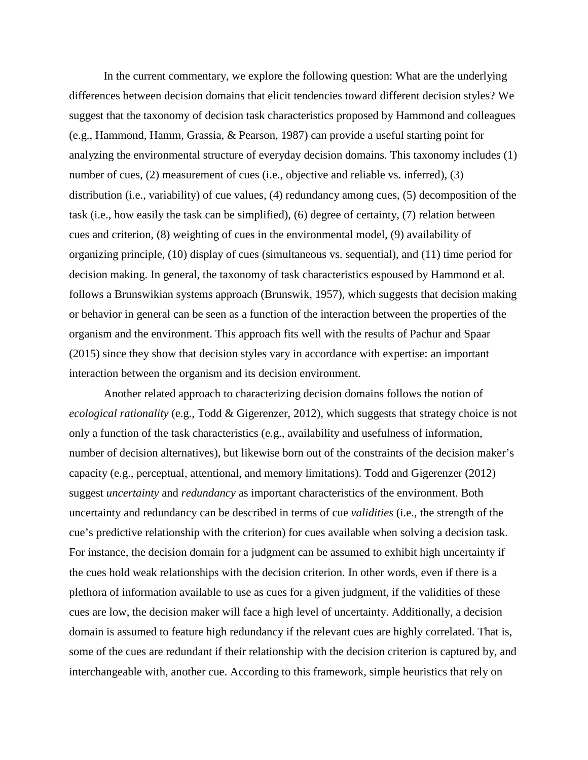In the current commentary, we explore the following question: What are the underlying differences between decision domains that elicit tendencies toward different decision styles? We suggest that the taxonomy of decision task characteristics proposed by Hammond and colleagues (e.g., Hammond, Hamm, Grassia, & Pearson, 1987) can provide a useful starting point for analyzing the environmental structure of everyday decision domains. This taxonomy includes (1) number of cues, (2) measurement of cues (i.e., objective and reliable vs. inferred), (3) distribution (i.e., variability) of cue values, (4) redundancy among cues, (5) decomposition of the task (i.e., how easily the task can be simplified), (6) degree of certainty, (7) relation between cues and criterion, (8) weighting of cues in the environmental model, (9) availability of organizing principle, (10) display of cues (simultaneous vs. sequential), and (11) time period for decision making. In general, the taxonomy of task characteristics espoused by Hammond et al. follows a Brunswikian systems approach (Brunswik, 1957), which suggests that decision making or behavior in general can be seen as a function of the interaction between the properties of the organism and the environment. This approach fits well with the results of Pachur and Spaar (2015) since they show that decision styles vary in accordance with expertise: an important interaction between the organism and its decision environment.

Another related approach to characterizing decision domains follows the notion of *ecological rationality* (e.g., Todd & Gigerenzer, 2012), which suggests that strategy choice is not only a function of the task characteristics (e.g., availability and usefulness of information, number of decision alternatives), but likewise born out of the constraints of the decision maker's capacity (e.g., perceptual, attentional, and memory limitations). Todd and Gigerenzer (2012) suggest *uncertainty* and *redundancy* as important characteristics of the environment. Both uncertainty and redundancy can be described in terms of cue *validities* (i.e., the strength of the cue's predictive relationship with the criterion) for cues available when solving a decision task. For instance, the decision domain for a judgment can be assumed to exhibit high uncertainty if the cues hold weak relationships with the decision criterion. In other words, even if there is a plethora of information available to use as cues for a given judgment, if the validities of these cues are low, the decision maker will face a high level of uncertainty. Additionally, a decision domain is assumed to feature high redundancy if the relevant cues are highly correlated. That is, some of the cues are redundant if their relationship with the decision criterion is captured by, and interchangeable with, another cue. According to this framework, simple heuristics that rely on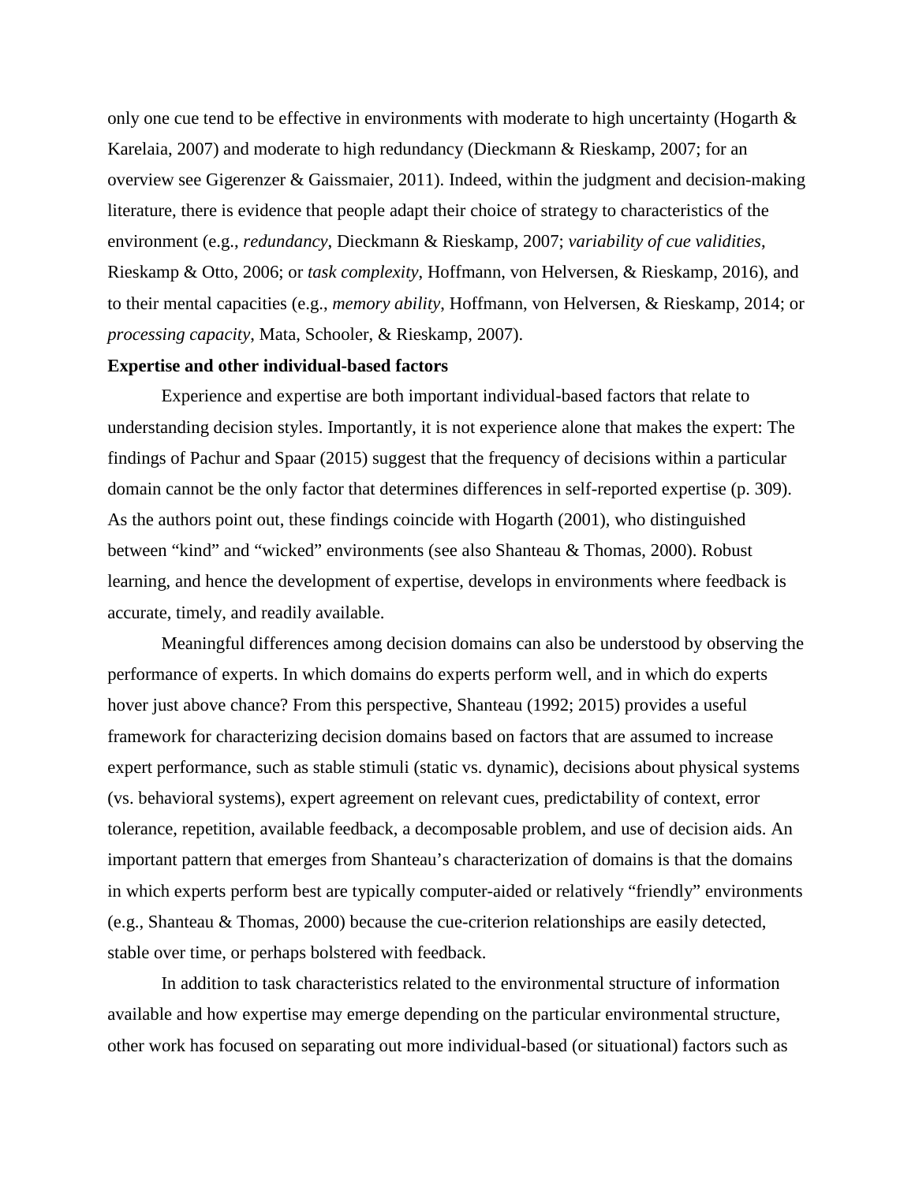only one cue tend to be effective in environments with moderate to high uncertainty (Hogarth & Karelaia, 2007) and moderate to high redundancy (Dieckmann & Rieskamp, 2007; for an overview see Gigerenzer & Gaissmaier, 2011). Indeed, within the judgment and decision-making literature, there is evidence that people adapt their choice of strategy to characteristics of the environment (e.g., *redundancy*, Dieckmann & Rieskamp, 2007; *variability of cue validities*, Rieskamp & Otto, 2006; or *task complexity*, Hoffmann, von Helversen, & Rieskamp, 2016), and to their mental capacities (e.g., *memory ability*, Hoffmann, von Helversen, & Rieskamp, 2014; or *processing capacity*, Mata, Schooler, & Rieskamp, 2007).

**Expertise and other individual-based factors**

Experience and expertise are both important individual-based factors that relate to understanding decision styles. Importantly, it is not experience alone that makes the expert: The findings of Pachur and Spaar (2015) suggest that the frequency of decisions within a particular domain cannot be the only factor that determines differences in self-reported expertise (p. 309). As the authors point out, these findings coincide with Hogarth (2001), who distinguished between "kind" and "wicked" environments (see also Shanteau & Thomas, 2000). Robust learning, and hence the development of expertise, develops in environments where feedback is accurate, timely, and readily available.

Meaningful differences among decision domains can also be understood by observing the performance of experts. In which domains do experts perform well, and in which do experts hover just above chance? From this perspective, Shanteau (1992; 2015) provides a useful framework for characterizing decision domains based on factors that are assumed to increase expert performance, such as stable stimuli (static vs. dynamic), decisions about physical systems (vs. behavioral systems), expert agreement on relevant cues, predictability of context, error tolerance, repetition, available feedback, a decomposable problem, and use of decision aids. An important pattern that emerges from Shanteau's characterization of domains is that the domains in which experts perform best are typically computer-aided or relatively "friendly" environments (e.g., Shanteau & Thomas, 2000) because the cue-criterion relationships are easily detected, stable over time, or perhaps bolstered with feedback.

In addition to task characteristics related to the environmental structure of information available and how expertise may emerge depending on the particular environmental structure, other work has focused on separating out more individual-based (or situational) factors such as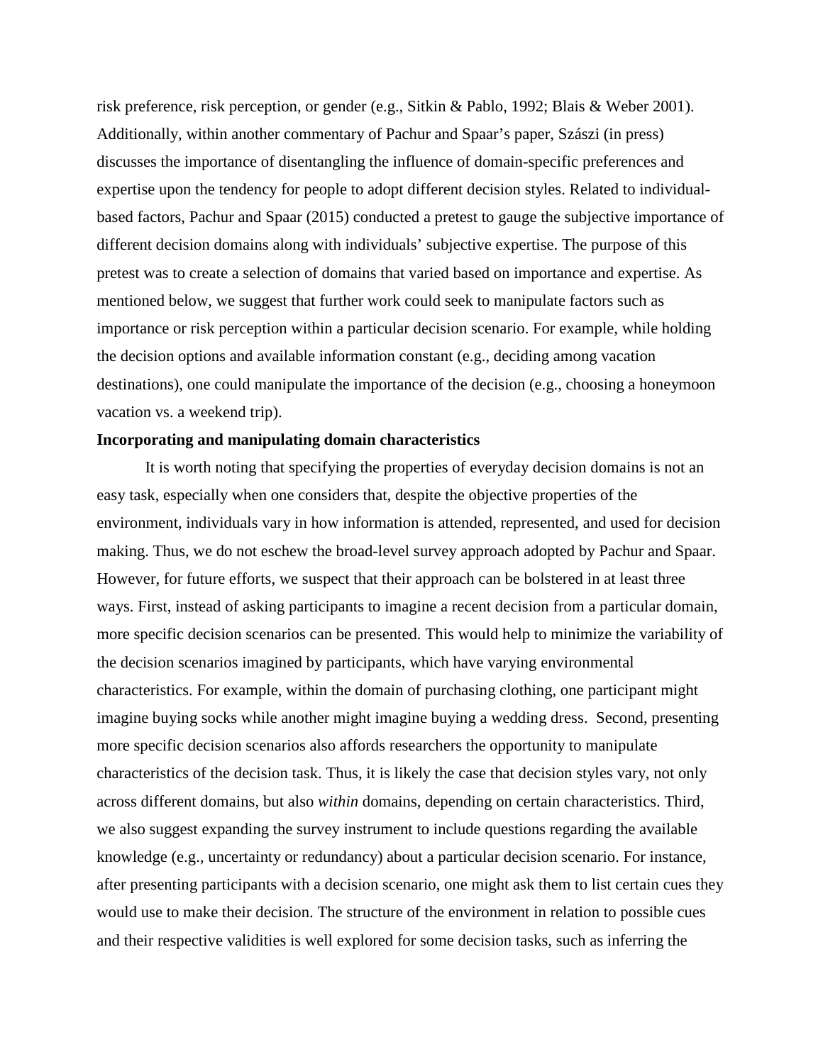risk preference, risk perception, or gender (e.g., Sitkin & Pablo, 1992; Blais & Weber 2001). Additionally, within another commentary of Pachur and Spaar's paper, Szászi (in press) discusses the importance of disentangling the influence of domain-specific preferences and expertise upon the tendency for people to adopt different decision styles. Related to individual-based factors, Pachur and Spaar (2015) conducted a pretest to gauge the subjective importance of different decision domains along with individuals' subjective expertise. The purpose of this pretest was to create a selection of domains that varied based on importance and expertise. As mentioned below, we suggest that further work could seek to manipulate factors such as importance or risk perception within a particular decision scenario. For example, while holding the decision options and available information constant (e.g., deciding among vacation destinations), one could manipulate the importance of the decision (e.g., choosing a honeymoon vacation vs. a weekend trip).

**Incorporating and manipulating domain characteristics**

It is worth noting that specifying the properties of everyday decision domains is not an easy task, especially when one considers that, despite the objective properties of the environment, individuals vary in how information is attended, represented, and used for decision making. Thus, we do not eschew the broad-level survey approach adopted by Pachur and Spaar. However, for future efforts, we suspect that their approach can be bolstered in at least three ways. First, instead of asking participants to imagine a recent decision from a particular domain, more specific decision scenarios can be presented. This would help to minimize the variability of the decision scenarios imagined by participants, which have varying environmental characteristics. For example, within the domain of purchasing clothing, one participant might imagine buying socks while another might imagine buying a wedding dress. Second, presenting more specific decision scenarios also affords researchers the opportunity to manipulate characteristics of the decision task. Thus, it is likely the case that decision styles vary, not only across different domains, but also *within* domains, depending on certain characteristics. Third, we also suggest expanding the survey instrument to include questions regarding the available knowledge (e.g., uncertainty or redundancy) about a particular decision scenario. For instance, after presenting participants with a decision scenario, one might ask them to list certain cues they would use to make their decision. The structure of the environment in relation to possible cues and their respective validities is well explored for some decision tasks, such as inferring the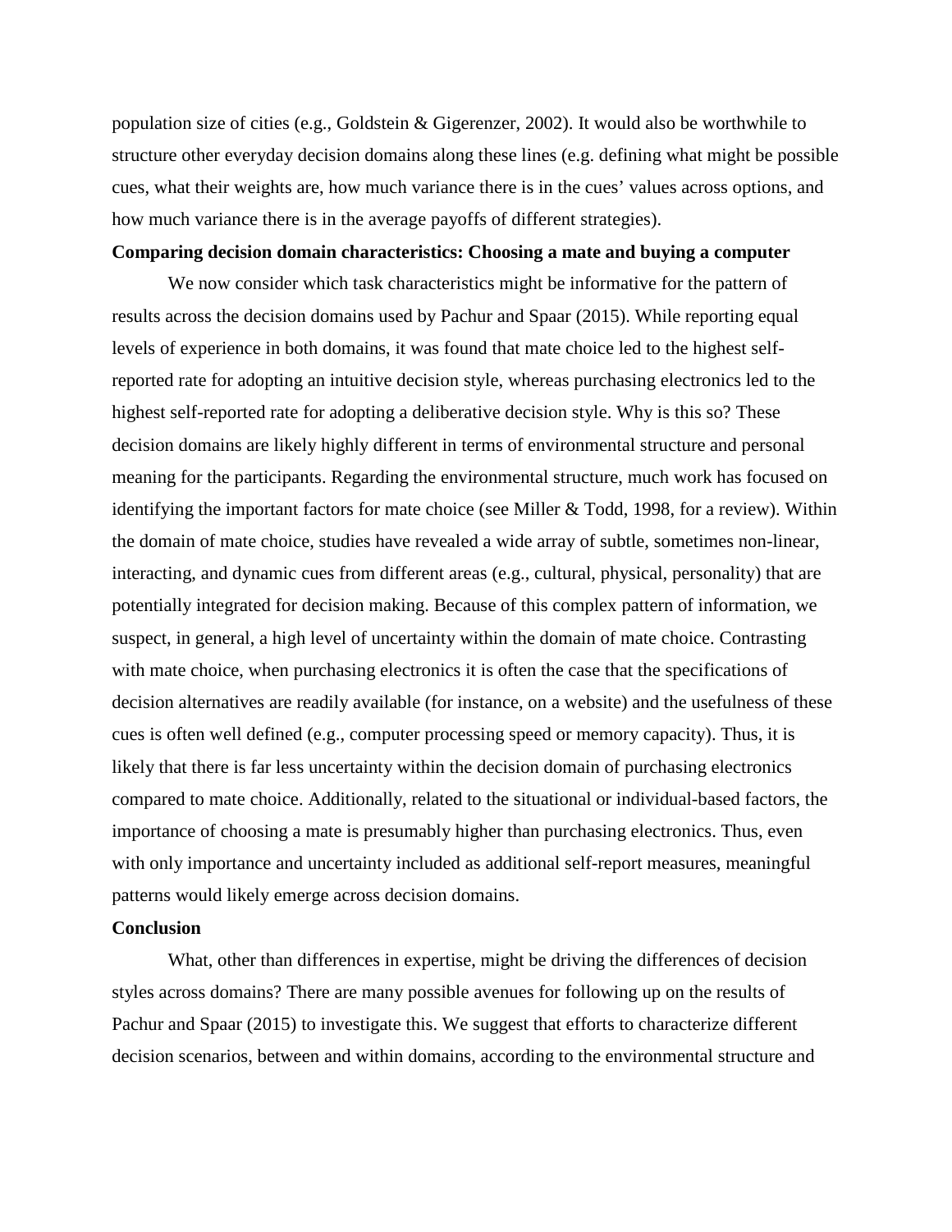population size of cities (e.g., Goldstein & Gigerenzer, 2002). It would also be worthwhile to structure other everyday decision domains along these lines (e.g. defining what might be possible cues, what their weights are, how much variance there is in the cues' values across options, and how much variance there is in the average payoffs of different strategies).

**Comparing decision domain characteristics: Choosing a mate and buying a computer**

We now consider which task characteristics might be informative for the pattern of results across the decision domains used by Pachur and Spaar (2015). While reporting equal levels of experience in both domains, it was found that mate choice led to the highest self-reported rate for adopting an intuitive decision style, whereas purchasing electronics led to the highest self-reported rate for adopting a deliberative decision style. Why is this so? These decision domains are likely highly different in terms of environmental structure and personal meaning for the participants. Regarding the environmental structure, much work has focused on identifying the important factors for mate choice (see Miller & Todd, 1998, for a review). Within the domain of mate choice, studies have revealed a wide array of subtle, sometimes non-linear, interacting, and dynamic cues from different areas (e.g., cultural, physical, personality) that are potentially integrated for decision making. Because of this complex pattern of information, we suspect, in general, a high level of uncertainty within the domain of mate choice. Contrasting with mate choice, when purchasing electronics it is often the case that the specifications of decision alternatives are readily available (for instance, on a website) and the usefulness of these cues is often well defined (e.g., computer processing speed or memory capacity). Thus, it is likely that there is far less uncertainty within the decision domain of purchasing electronics compared to mate choice. Additionally, related to the situational or individual-based factors, the importance of choosing a mate is presumably higher than purchasing electronics. Thus, even with only importance and uncertainty included as additional self-report measures, meaningful patterns would likely emerge across decision domains.

**Conclusion**

What, other than differences in expertise, might be driving the differences of decision styles across domains? There are many possible avenues for following up on the results of Pachur and Spaar (2015) to investigate this. We suggest that efforts to characterize different decision scenarios, between and within domains, according to the environmental structure and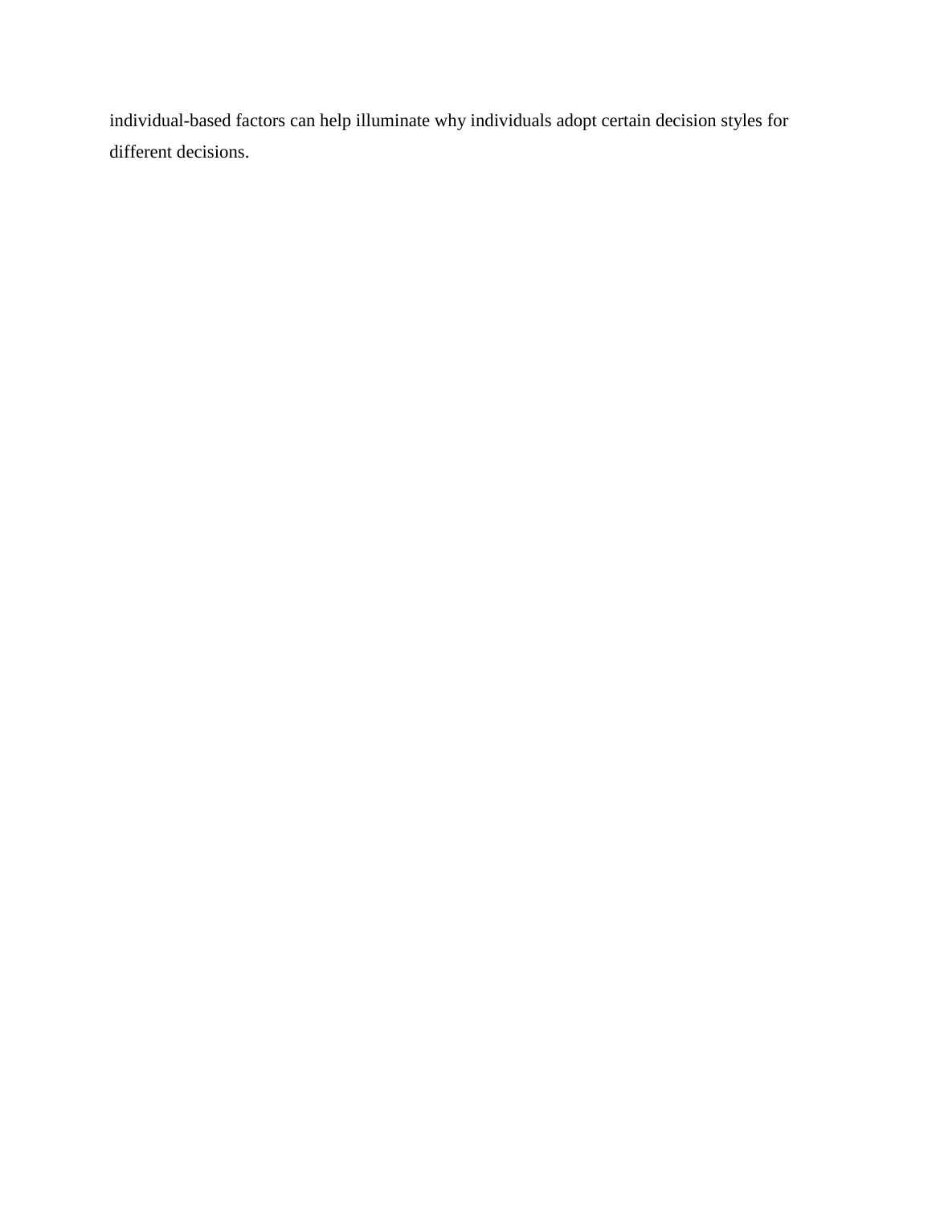individual-based factors can help illuminate why individuals adopt certain decision styles for different decisions.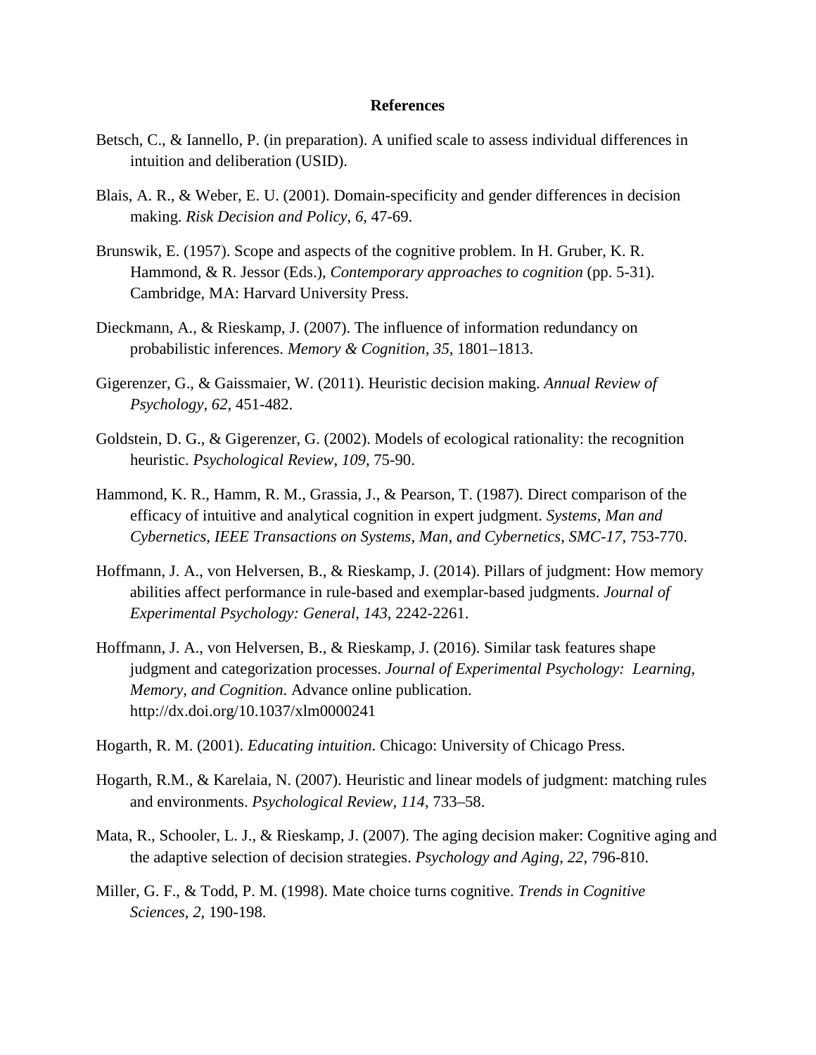## References

Betsch, C., & Iannello, P. (in preparation). A unified scale to assess individual differences in intuition and deliberation (USID).

Blais, A. R., & Weber, E. U. (2001). Domain-specificity and gender differences in decision making. *Risk Decision and Policy*, *6*, 47-69.

Brunswik, E. (1957). Scope and aspects of the cognitive problem. In H. Gruber, K. R. Hammond, & R. Jessor (Eds.), *Contemporary approaches to cognition* (pp. 5-31). Cambridge, MA: Harvard University Press.

Dieckmann, A., & Rieskamp, J. (2007). The influence of information redundancy on probabilistic inferences. *Memory & Cognition*, *35*, 1801–1813.

Gigerenzer, G., & Gaissmaier, W. (2011). Heuristic decision making. *Annual Review of Psychology*, *62*, 451-482.

Goldstein, D. G., & Gigerenzer, G. (2002). Models of ecological rationality: the recognition heuristic. *Psychological Review*, *109*, 75-90.

Hammond, K. R., Hamm, R. M., Grassia, J., & Pearson, T. (1987). Direct comparison of the efficacy of intuitive and analytical cognition in expert judgment. *Systems, Man and Cybernetics, IEEE Transactions on Systems, Man, and Cybernetics*, *SMC-17*, 753-770.

Hoffmann, J. A., von Helversen, B., & Rieskamp, J. (2014). Pillars of judgment: How memory abilities affect performance in rule-based and exemplar-based judgments. *Journal of Experimental Psychology: General*, *143*, 2242-2261.

Hoffmann, J. A., von Helversen, B., & Rieskamp, J. (2016). Similar task features shape judgment and categorization processes. *Journal of Experimental Psychology: Learning, Memory, and Cognition*. Advance online publication. http://dx.doi.org/10.1037/xlm0000241

Hogarth, R. M. (2001). *Educating intuition*. Chicago: University of Chicago Press.

Hogarth, R.M., & Karelaia, N. (2007). Heuristic and linear models of judgment: matching rules and environments. *Psychological Review*, *114*, 733–58.

Mata, R., Schooler, L. J., & Rieskamp, J. (2007). The aging decision maker: Cognitive aging and the adaptive selection of decision strategies. *Psychology and Aging*, *22*, 796-810.

Miller, G. F., & Todd, P. M. (1998). Mate choice turns cognitive. *Trends in Cognitive Sciences*, *2*, 190-198.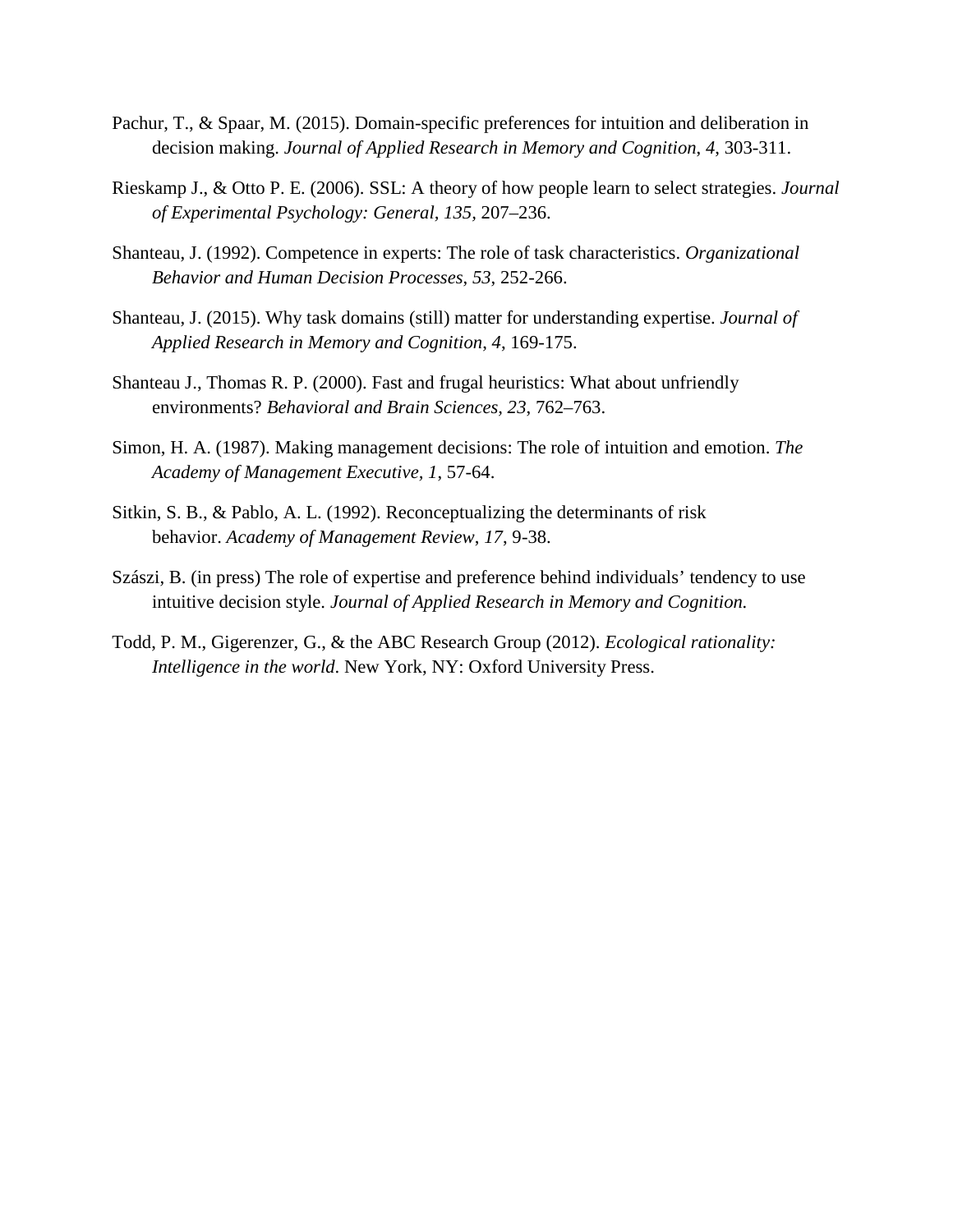Pachur, T., & Spaar, M. (2015). Domain-specific preferences for intuition and deliberation in decision making. *Journal of Applied Research in Memory and Cognition*, *4*, 303-311.

Rieskamp J., & Otto P. E. (2006). SSL: A theory of how people learn to select strategies. *Journal of Experimental Psychology: General, 135,* 207–236.

Shanteau, J. (1992). Competence in experts: The role of task characteristics. *Organizational Behavior and Human Decision Processes*, *53*, 252-266.

Shanteau, J. (2015). Why task domains (still) matter for understanding expertise. *Journal of Applied Research in Memory and Cognition*, *4*, 169-175.

Shanteau J., Thomas R. P. (2000). Fast and frugal heuristics: What about unfriendly environments? *Behavioral and Brain Sciences, 23*, 762–763.

Simon, H. A. (1987). Making management decisions: The role of intuition and emotion. *The Academy of Management Executive, 1*, 57-64.

Sitkin, S. B., & Pablo, A. L. (1992). Reconceptualizing the determinants of risk behavior. *Academy of Management Review*, *17*, 9-38.

Szászi, B. (in press) The role of expertise and preference behind individuals' tendency to use intuitive decision style. *Journal of Applied Research in Memory and Cognition.*

Todd, P. M., Gigerenzer, G., & the ABC Research Group (2012). *Ecological rationality: Intelligence in the world*. New York, NY: Oxford University Press.